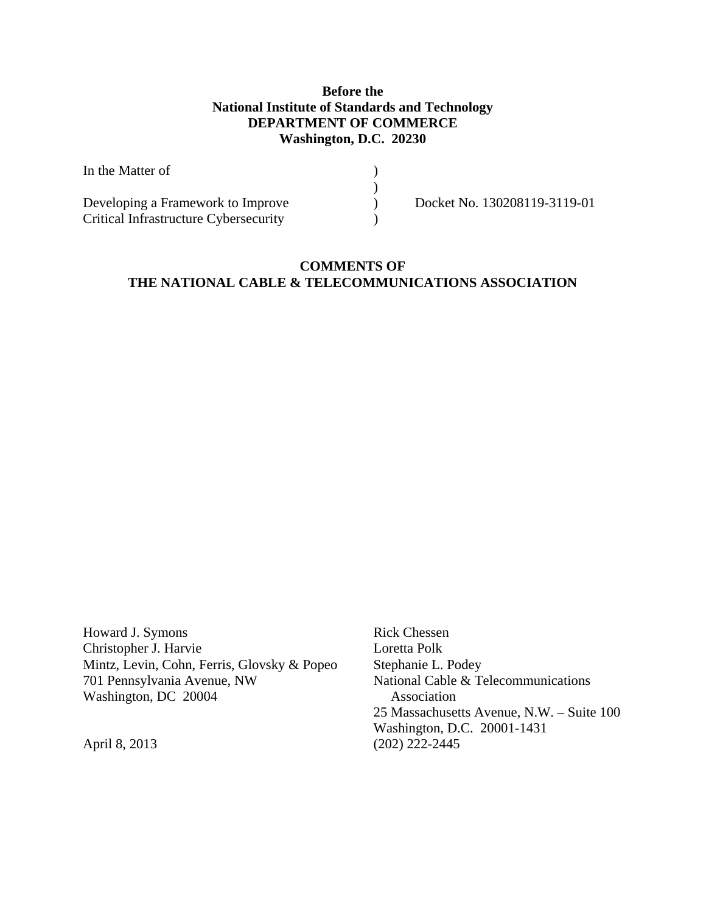**Before the**
**National Institute of Standards and Technology**
**DEPARTMENT OF COMMERCE**
**Washington, D.C. 20230**

| | | |
|---|---|---|
| In the Matter of | ) | |
| | ) | |
| Developing a Framework to Improve | ) | Docket No. 130208119-3119-01 |
| Critical Infrastructure Cybersecurity | ) | |

## COMMENTS OF THE NATIONAL CABLE & TELECOMMUNICATIONS ASSOCIATION

Howard J. Symons
Christopher J. Harvie
Mintz, Levin, Cohn, Ferris, Glovsky & Popeo
701 Pennsylvania Avenue, NW
Washington, DC 20004

Rick Chessen
Loretta Polk
Stephanie L. Podey
National Cable & Telecommunications Association
25 Massachusetts Avenue, N.W. – Suite 100
Washington, D.C. 20001-1431
(202) 222-2445

April 8, 2013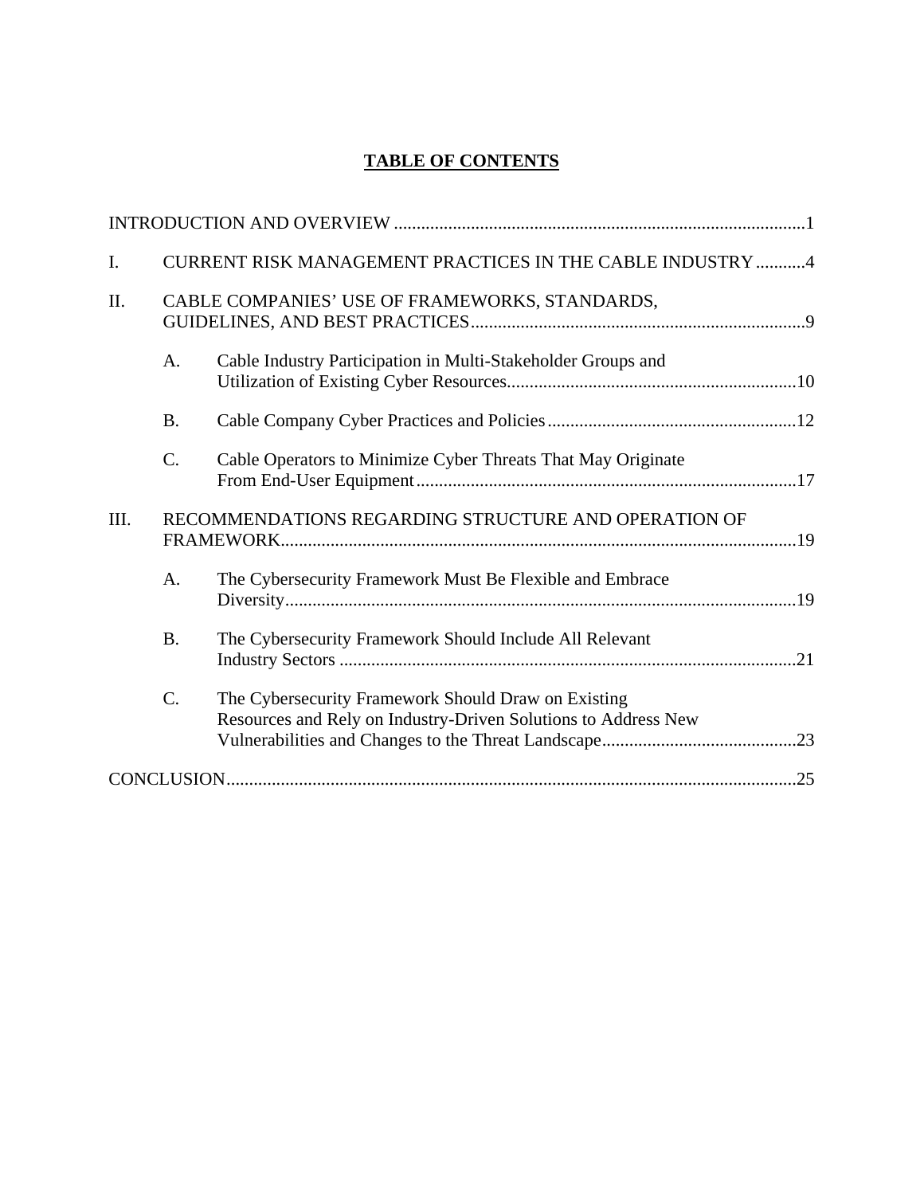# TABLE OF CONTENTS

INTRODUCTION AND OVERVIEW ..........................................................................................1

I. CURRENT RISK MANAGEMENT PRACTICES IN THE CABLE INDUSTRY ...........4

II. CABLE COMPANIES' USE OF FRAMEWORKS, STANDARDS, GUIDELINES, AND BEST PRACTICES.........................................................................9

- A. Cable Industry Participation in Multi-Stakeholder Groups and Utilization of Existing Cyber Resources...............................................................10
- B. Cable Company Cyber Practices and Policies.......................................................12
- C. Cable Operators to Minimize Cyber Threats That May Originate From End-User Equipment...................................................................................17

III. RECOMMENDATIONS REGARDING STRUCTURE AND OPERATION OF FRAMEWORK.................................................................................................................19

- A. The Cybersecurity Framework Must Be Flexible and Embrace Diversity................................................................................................................19
- B. The Cybersecurity Framework Should Include All Relevant Industry Sectors ....................................................................................................21
- C. The Cybersecurity Framework Should Draw on Existing Resources and Rely on Industry-Driven Solutions to Address New Vulnerabilities and Changes to the Threat Landscape...........................................23

CONCLUSION.............................................................................................................................25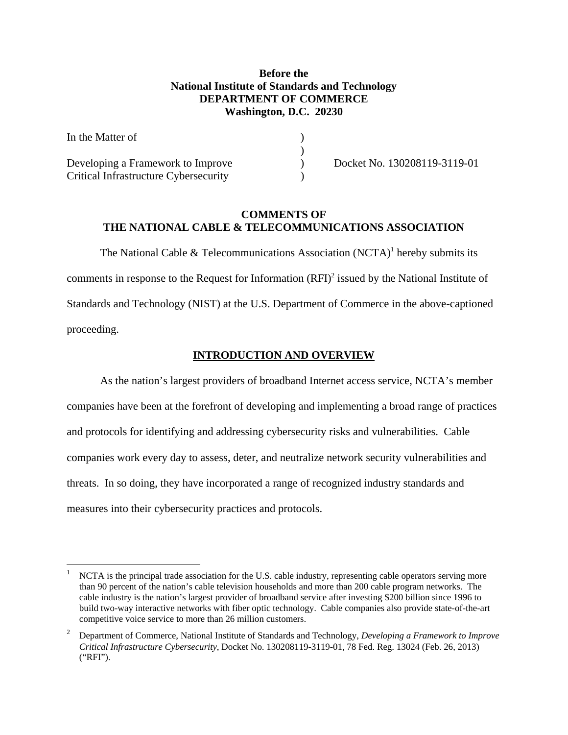**Before the**
**National Institute of Standards and Technology**
**DEPARTMENT OF COMMERCE**
**Washington, D.C. 20230**

| | | |
|---|---|---|
| In the Matter of | ) | |
| | ) | |
| Developing a Framework to Improve | ) | Docket No. 130208119-3119-01 |
| Critical Infrastructure Cybersecurity | ) | |

**COMMENTS OF**
**THE NATIONAL CABLE & TELECOMMUNICATIONS ASSOCIATION**

The National Cable & Telecommunications Association (NCTA)[1] hereby submits its comments in response to the Request for Information (RFI)[2] issued by the National Institute of Standards and Technology (NIST) at the U.S. Department of Commerce in the above-captioned proceeding.

## INTRODUCTION AND OVERVIEW

As the nation's largest providers of broadband Internet access service, NCTA's member companies have been at the forefront of developing and implementing a broad range of practices and protocols for identifying and addressing cybersecurity risks and vulnerabilities. Cable companies work every day to assess, deter, and neutralize network security vulnerabilities and threats. In so doing, they have incorporated a range of recognized industry standards and measures into their cybersecurity practices and protocols.

---

[1] NCTA is the principal trade association for the U.S. cable industry, representing cable operators serving more than 90 percent of the nation's cable television households and more than 200 cable program networks. The cable industry is the nation's largest provider of broadband service after investing $200 billion since 1996 to build two-way interactive networks with fiber optic technology. Cable companies also provide state-of-the-art competitive voice service to more than 26 million customers.

[2] Department of Commerce, National Institute of Standards and Technology, *Developing a Framework to Improve Critical Infrastructure Cybersecurity*, Docket No. 130208119-3119-01, 78 Fed. Reg. 13024 (Feb. 26, 2013) ("RFI").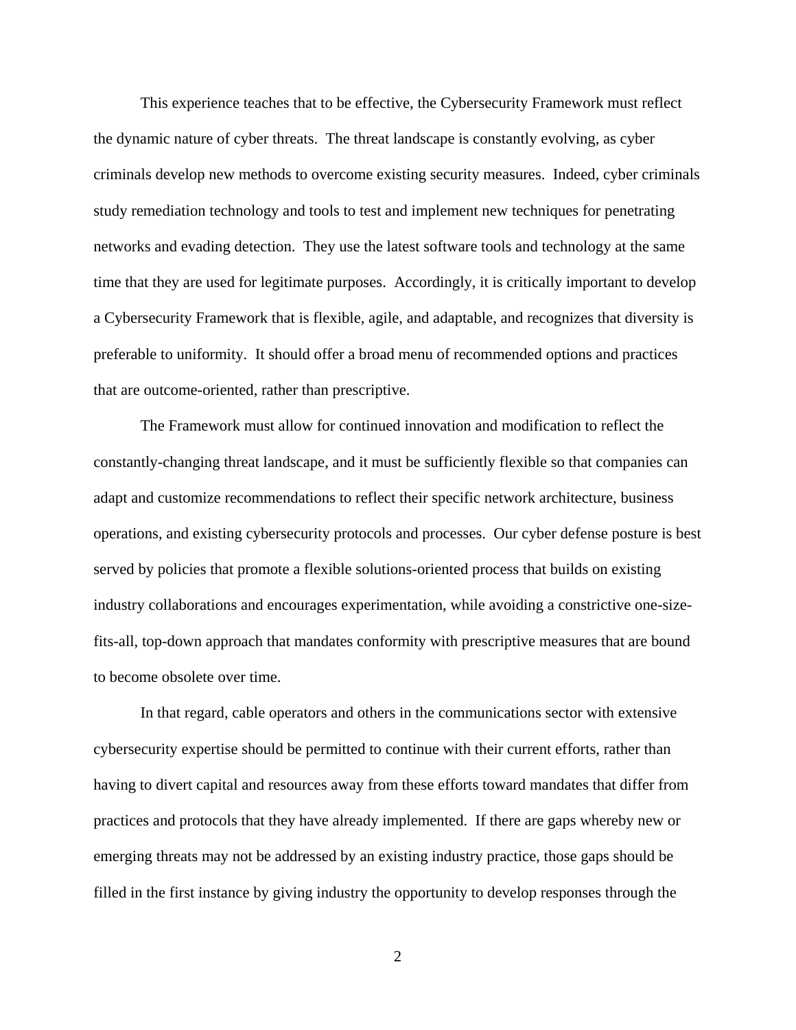This experience teaches that to be effective, the Cybersecurity Framework must reflect the dynamic nature of cyber threats. The threat landscape is constantly evolving, as cyber criminals develop new methods to overcome existing security measures. Indeed, cyber criminals study remediation technology and tools to test and implement new techniques for penetrating networks and evading detection. They use the latest software tools and technology at the same time that they are used for legitimate purposes. Accordingly, it is critically important to develop a Cybersecurity Framework that is flexible, agile, and adaptable, and recognizes that diversity is preferable to uniformity. It should offer a broad menu of recommended options and practices that are outcome-oriented, rather than prescriptive.

The Framework must allow for continued innovation and modification to reflect the constantly-changing threat landscape, and it must be sufficiently flexible so that companies can adapt and customize recommendations to reflect their specific network architecture, business operations, and existing cybersecurity protocols and processes. Our cyber defense posture is best served by policies that promote a flexible solutions-oriented process that builds on existing industry collaborations and encourages experimentation, while avoiding a constrictive one-size-fits-all, top-down approach that mandates conformity with prescriptive measures that are bound to become obsolete over time.

In that regard, cable operators and others in the communications sector with extensive cybersecurity expertise should be permitted to continue with their current efforts, rather than having to divert capital and resources away from these efforts toward mandates that differ from practices and protocols that they have already implemented. If there are gaps whereby new or emerging threats may not be addressed by an existing industry practice, those gaps should be filled in the first instance by giving industry the opportunity to develop responses through the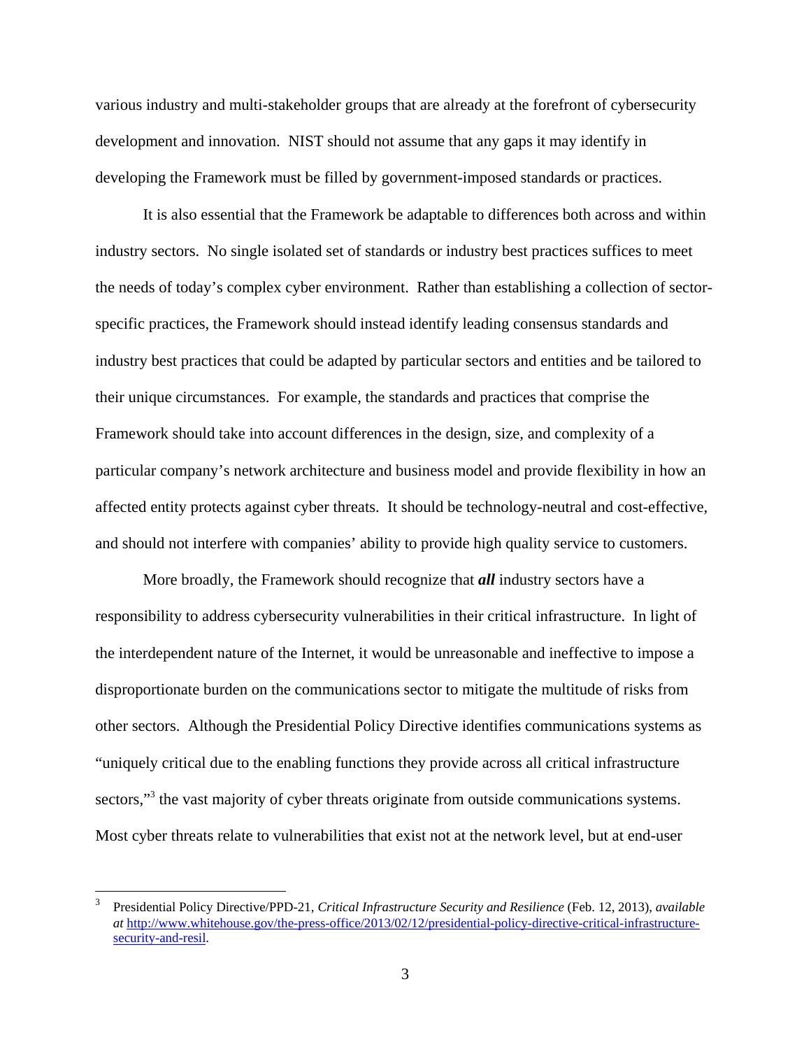various industry and multi-stakeholder groups that are already at the forefront of cybersecurity development and innovation. NIST should not assume that any gaps it may identify in developing the Framework must be filled by government-imposed standards or practices.

It is also essential that the Framework be adaptable to differences both across and within industry sectors. No single isolated set of standards or industry best practices suffices to meet the needs of today's complex cyber environment. Rather than establishing a collection of sector-specific practices, the Framework should instead identify leading consensus standards and industry best practices that could be adapted by particular sectors and entities and be tailored to their unique circumstances. For example, the standards and practices that comprise the Framework should take into account differences in the design, size, and complexity of a particular company's network architecture and business model and provide flexibility in how an affected entity protects against cyber threats. It should be technology-neutral and cost-effective, and should not interfere with companies' ability to provide high quality service to customers.

More broadly, the Framework should recognize that ***all*** industry sectors have a responsibility to address cybersecurity vulnerabilities in their critical infrastructure. In light of the interdependent nature of the Internet, it would be unreasonable and ineffective to impose a disproportionate burden on the communications sector to mitigate the multitude of risks from other sectors. Although the Presidential Policy Directive identifies communications systems as "uniquely critical due to the enabling functions they provide across all critical infrastructure sectors,"[3] the vast majority of cyber threats originate from outside communications systems. Most cyber threats relate to vulnerabilities that exist not at the network level, but at end-user

---

[3] Presidential Policy Directive/PPD-21, *Critical Infrastructure Security and Resilience* (Feb. 12, 2013), *available at* [http://www.whitehouse.gov/the-press-office/2013/02/12/presidential-policy-directive-critical-infrastructure-security-and-resil](http://www.whitehouse.gov/the-press-office/2013/02/12/presidential-policy-directive-critical-infrastructure-security-and-resil).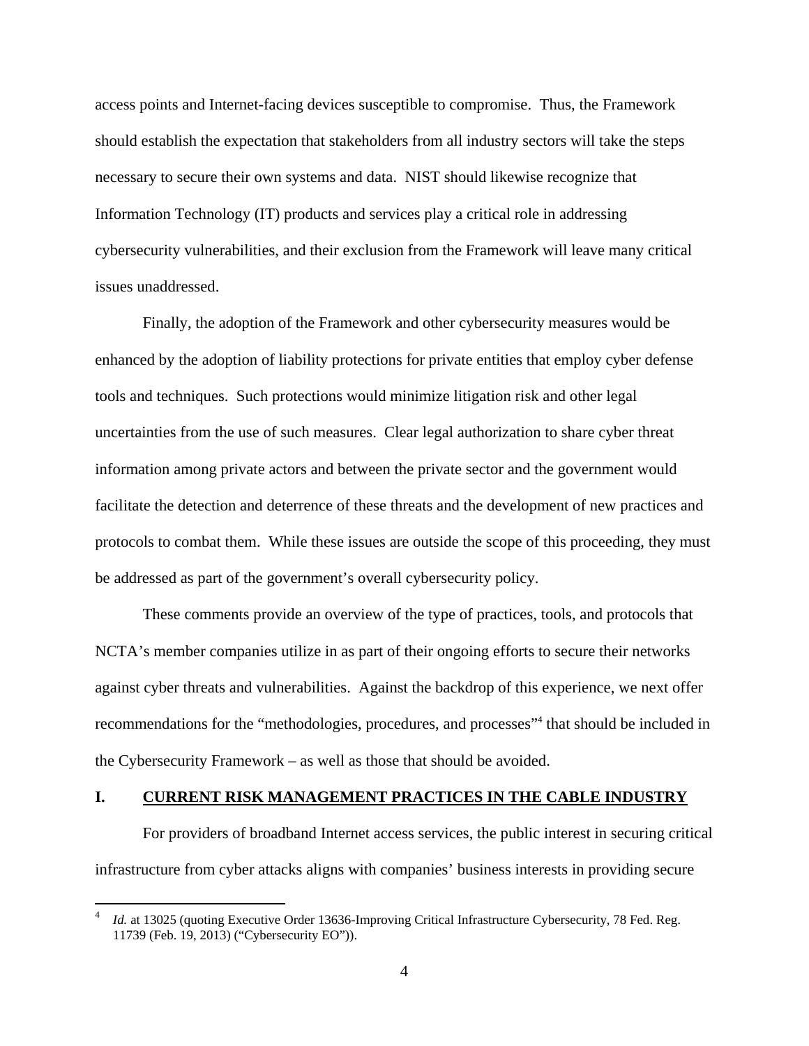access points and Internet-facing devices susceptible to compromise. Thus, the Framework should establish the expectation that stakeholders from all industry sectors will take the steps necessary to secure their own systems and data. NIST should likewise recognize that Information Technology (IT) products and services play a critical role in addressing cybersecurity vulnerabilities, and their exclusion from the Framework will leave many critical issues unaddressed.

Finally, the adoption of the Framework and other cybersecurity measures would be enhanced by the adoption of liability protections for private entities that employ cyber defense tools and techniques. Such protections would minimize litigation risk and other legal uncertainties from the use of such measures. Clear legal authorization to share cyber threat information among private actors and between the private sector and the government would facilitate the detection and deterrence of these threats and the development of new practices and protocols to combat them. While these issues are outside the scope of this proceeding, they must be addressed as part of the government's overall cybersecurity policy.

These comments provide an overview of the type of practices, tools, and protocols that NCTA's member companies utilize in as part of their ongoing efforts to secure their networks against cyber threats and vulnerabilities. Against the backdrop of this experience, we next offer recommendations for the "methodologies, procedures, and processes"[4] that should be included in the Cybersecurity Framework – as well as those that should be avoided.

## I. CURRENT RISK MANAGEMENT PRACTICES IN THE CABLE INDUSTRY

For providers of broadband Internet access services, the public interest in securing critical infrastructure from cyber attacks aligns with companies' business interests in providing secure

---

[4] *Id.* at 13025 (quoting Executive Order 13636-Improving Critical Infrastructure Cybersecurity, 78 Fed. Reg. 11739 (Feb. 19, 2013) ("Cybersecurity EO")).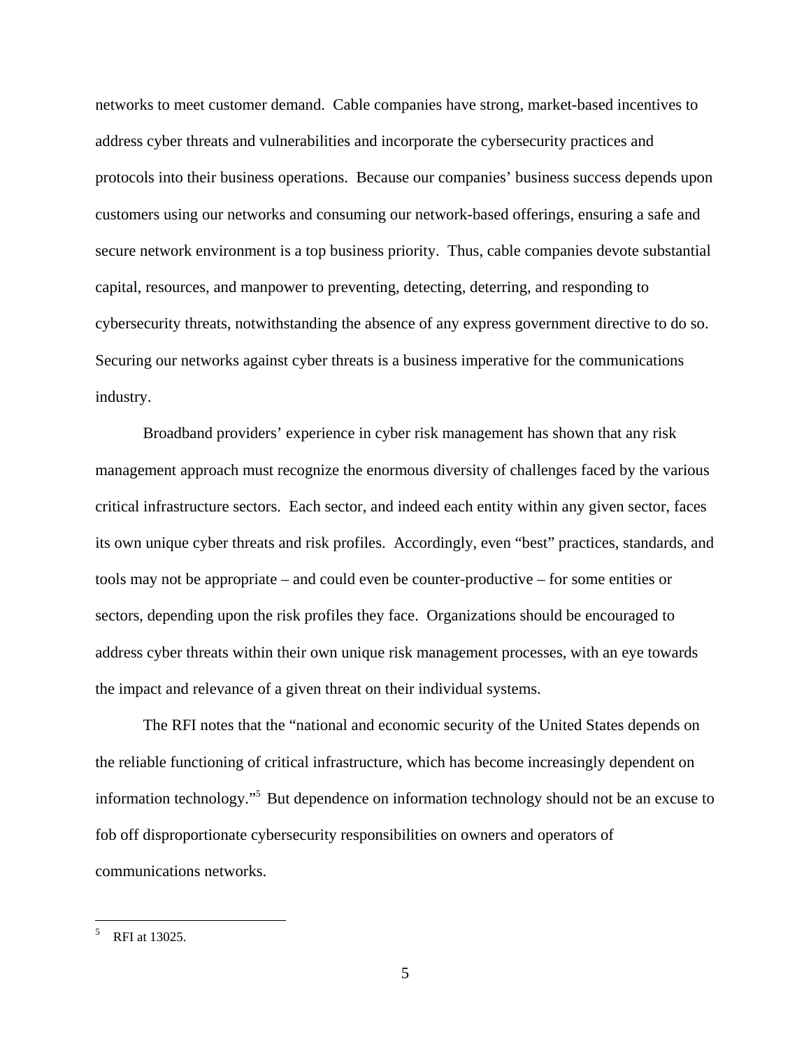networks to meet customer demand. Cable companies have strong, market-based incentives to address cyber threats and vulnerabilities and incorporate the cybersecurity practices and protocols into their business operations. Because our companies' business success depends upon customers using our networks and consuming our network-based offerings, ensuring a safe and secure network environment is a top business priority. Thus, cable companies devote substantial capital, resources, and manpower to preventing, detecting, deterring, and responding to cybersecurity threats, notwithstanding the absence of any express government directive to do so. Securing our networks against cyber threats is a business imperative for the communications industry.

Broadband providers' experience in cyber risk management has shown that any risk management approach must recognize the enormous diversity of challenges faced by the various critical infrastructure sectors. Each sector, and indeed each entity within any given sector, faces its own unique cyber threats and risk profiles. Accordingly, even "best" practices, standards, and tools may not be appropriate – and could even be counter-productive – for some entities or sectors, depending upon the risk profiles they face. Organizations should be encouraged to address cyber threats within their own unique risk management processes, with an eye towards the impact and relevance of a given threat on their individual systems.

The RFI notes that the "national and economic security of the United States depends on the reliable functioning of critical infrastructure, which has become increasingly dependent on information technology."[5] But dependence on information technology should not be an excuse to fob off disproportionate cybersecurity responsibilities on owners and operators of communications networks.

---

[5] RFI at 13025.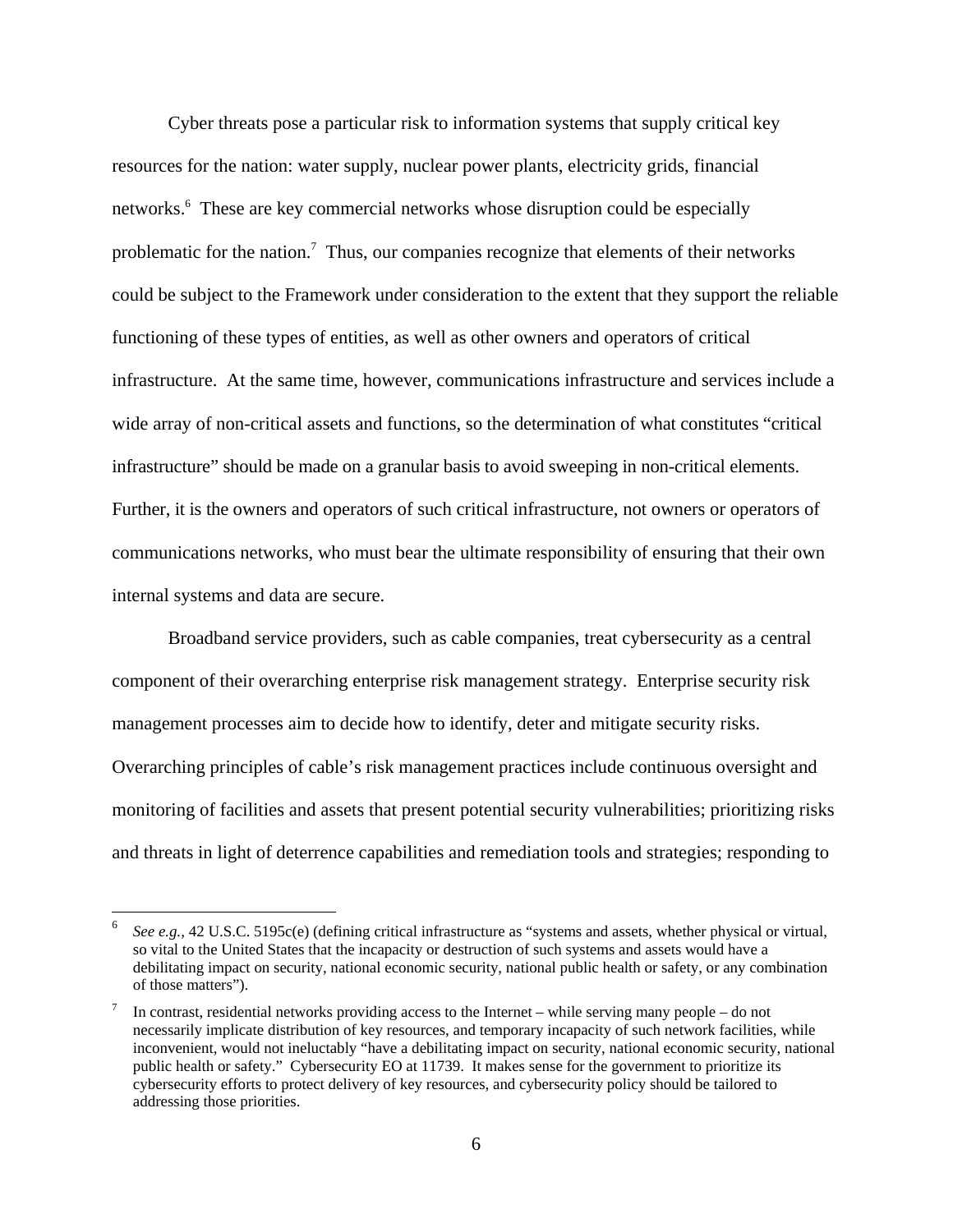Cyber threats pose a particular risk to information systems that supply critical key resources for the nation: water supply, nuclear power plants, electricity grids, financial networks.[6] These are key commercial networks whose disruption could be especially problematic for the nation.[7] Thus, our companies recognize that elements of their networks could be subject to the Framework under consideration to the extent that they support the reliable functioning of these types of entities, as well as other owners and operators of critical infrastructure. At the same time, however, communications infrastructure and services include a wide array of non-critical assets and functions, so the determination of what constitutes "critical infrastructure" should be made on a granular basis to avoid sweeping in non-critical elements. Further, it is the owners and operators of such critical infrastructure, not owners or operators of communications networks, who must bear the ultimate responsibility of ensuring that their own internal systems and data are secure.

Broadband service providers, such as cable companies, treat cybersecurity as a central component of their overarching enterprise risk management strategy. Enterprise security risk management processes aim to decide how to identify, deter and mitigate security risks. Overarching principles of cable's risk management practices include continuous oversight and monitoring of facilities and assets that present potential security vulnerabilities; prioritizing risks and threats in light of deterrence capabilities and remediation tools and strategies; responding to

---

[6] *See e.g.,* 42 U.S.C. 5195c(e) (defining critical infrastructure as "systems and assets, whether physical or virtual, so vital to the United States that the incapacity or destruction of such systems and assets would have a debilitating impact on security, national economic security, national public health or safety, or any combination of those matters").

[7] In contrast, residential networks providing access to the Internet – while serving many people – do not necessarily implicate distribution of key resources, and temporary incapacity of such network facilities, while inconvenient, would not ineluctably "have a debilitating impact on security, national economic security, national public health or safety." Cybersecurity EO at 11739. It makes sense for the government to prioritize its cybersecurity efforts to protect delivery of key resources, and cybersecurity policy should be tailored to addressing those priorities.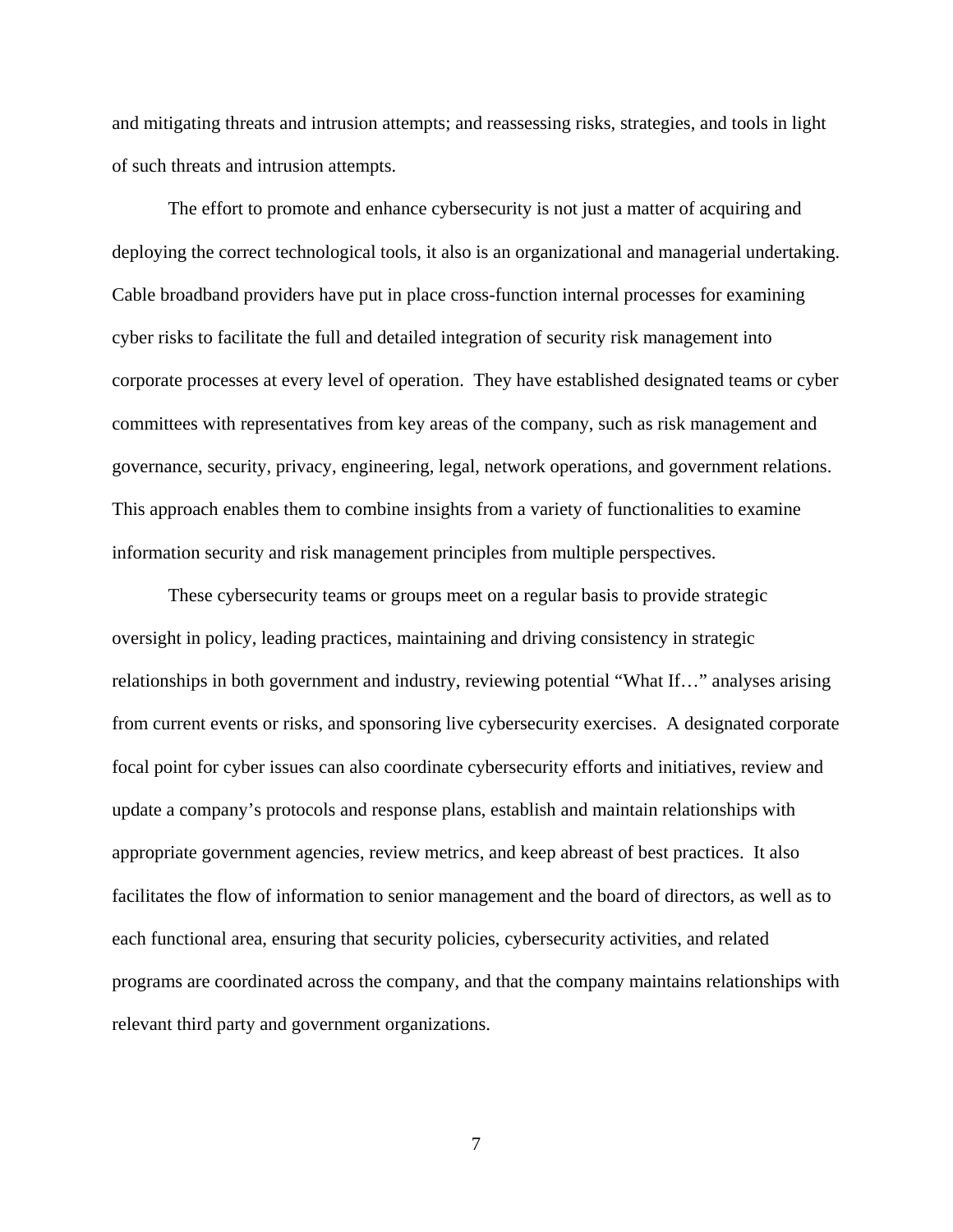and mitigating threats and intrusion attempts; and reassessing risks, strategies, and tools in light of such threats and intrusion attempts.

The effort to promote and enhance cybersecurity is not just a matter of acquiring and deploying the correct technological tools, it also is an organizational and managerial undertaking. Cable broadband providers have put in place cross-function internal processes for examining cyber risks to facilitate the full and detailed integration of security risk management into corporate processes at every level of operation. They have established designated teams or cyber committees with representatives from key areas of the company, such as risk management and governance, security, privacy, engineering, legal, network operations, and government relations. This approach enables them to combine insights from a variety of functionalities to examine information security and risk management principles from multiple perspectives.

These cybersecurity teams or groups meet on a regular basis to provide strategic oversight in policy, leading practices, maintaining and driving consistency in strategic relationships in both government and industry, reviewing potential "What If…" analyses arising from current events or risks, and sponsoring live cybersecurity exercises. A designated corporate focal point for cyber issues can also coordinate cybersecurity efforts and initiatives, review and update a company's protocols and response plans, establish and maintain relationships with appropriate government agencies, review metrics, and keep abreast of best practices. It also facilitates the flow of information to senior management and the board of directors, as well as to each functional area, ensuring that security policies, cybersecurity activities, and related programs are coordinated across the company, and that the company maintains relationships with relevant third party and government organizations.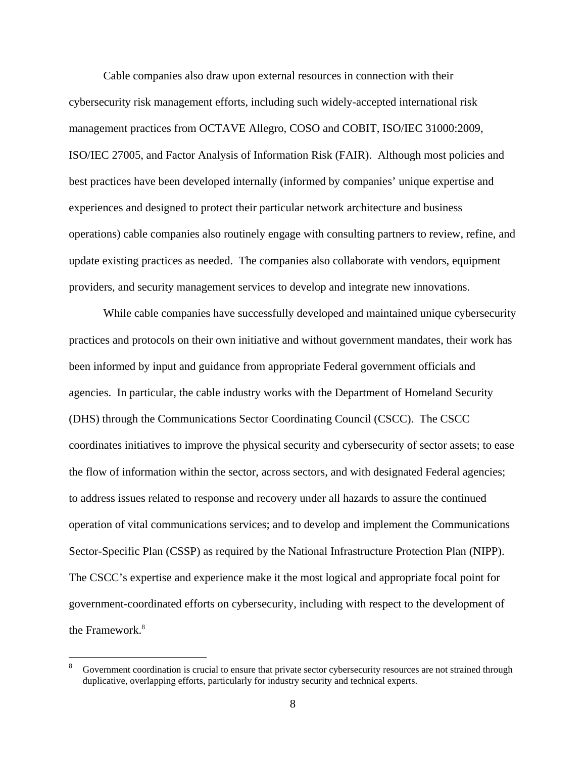Cable companies also draw upon external resources in connection with their cybersecurity risk management efforts, including such widely-accepted international risk management practices from OCTAVE Allegro, COSO and COBIT, ISO/IEC 31000:2009, ISO/IEC 27005, and Factor Analysis of Information Risk (FAIR). Although most policies and best practices have been developed internally (informed by companies' unique expertise and experiences and designed to protect their particular network architecture and business operations) cable companies also routinely engage with consulting partners to review, refine, and update existing practices as needed. The companies also collaborate with vendors, equipment providers, and security management services to develop and integrate new innovations.

While cable companies have successfully developed and maintained unique cybersecurity practices and protocols on their own initiative and without government mandates, their work has been informed by input and guidance from appropriate Federal government officials and agencies. In particular, the cable industry works with the Department of Homeland Security (DHS) through the Communications Sector Coordinating Council (CSCC). The CSCC coordinates initiatives to improve the physical security and cybersecurity of sector assets; to ease the flow of information within the sector, across sectors, and with designated Federal agencies; to address issues related to response and recovery under all hazards to assure the continued operation of vital communications services; and to develop and implement the Communications Sector-Specific Plan (CSSP) as required by the National Infrastructure Protection Plan (NIPP). The CSCC's expertise and experience make it the most logical and appropriate focal point for government-coordinated efforts on cybersecurity, including with respect to the development of the Framework.[8]

---

[8] Government coordination is crucial to ensure that private sector cybersecurity resources are not strained through duplicative, overlapping efforts, particularly for industry security and technical experts.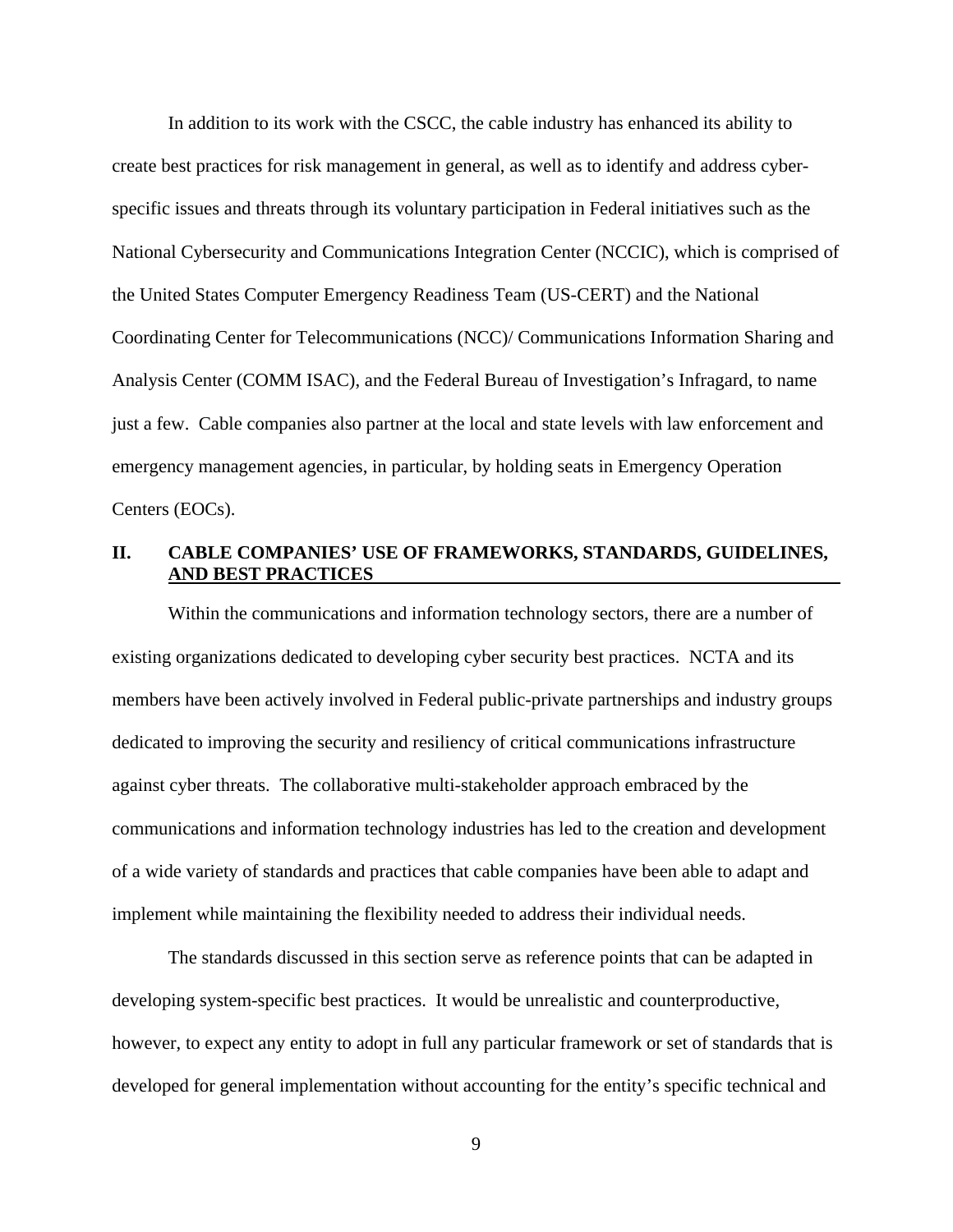In addition to its work with the CSCC, the cable industry has enhanced its ability to create best practices for risk management in general, as well as to identify and address cyber-specific issues and threats through its voluntary participation in Federal initiatives such as the National Cybersecurity and Communications Integration Center (NCCIC), which is comprised of the United States Computer Emergency Readiness Team (US-CERT) and the National Coordinating Center for Telecommunications (NCC)/ Communications Information Sharing and Analysis Center (COMM ISAC), and the Federal Bureau of Investigation's Infragard, to name just a few. Cable companies also partner at the local and state levels with law enforcement and emergency management agencies, in particular, by holding seats in Emergency Operation Centers (EOCs).

## II. CABLE COMPANIES' USE OF FRAMEWORKS, STANDARDS, GUIDELINES, AND BEST PRACTICES

Within the communications and information technology sectors, there are a number of existing organizations dedicated to developing cyber security best practices. NCTA and its members have been actively involved in Federal public-private partnerships and industry groups dedicated to improving the security and resiliency of critical communications infrastructure against cyber threats. The collaborative multi-stakeholder approach embraced by the communications and information technology industries has led to the creation and development of a wide variety of standards and practices that cable companies have been able to adapt and implement while maintaining the flexibility needed to address their individual needs.

The standards discussed in this section serve as reference points that can be adapted in developing system-specific best practices. It would be unrealistic and counterproductive, however, to expect any entity to adopt in full any particular framework or set of standards that is developed for general implementation without accounting for the entity's specific technical and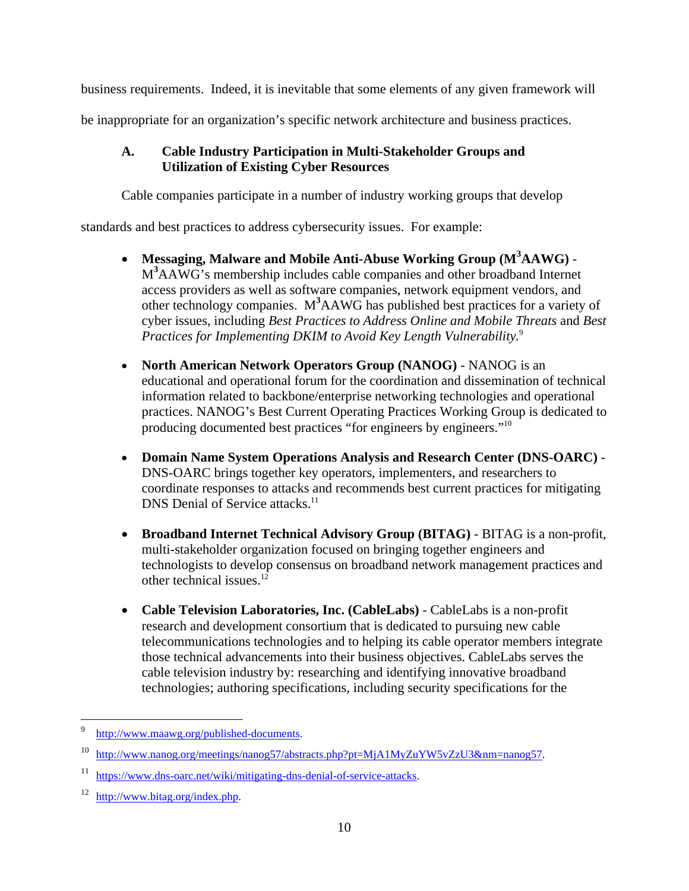business requirements. Indeed, it is inevitable that some elements of any given framework will be inappropriate for an organization's specific network architecture and business practices.

### A. Cable Industry Participation in Multi-Stakeholder Groups and Utilization of Existing Cyber Resources

Cable companies participate in a number of industry working groups that develop standards and best practices to address cybersecurity issues. For example:

- **Messaging, Malware and Mobile Anti-Abuse Working Group (M$^3$AAWG)** - M$^3$AAWG's membership includes cable companies and other broadband Internet access providers as well as software companies, network equipment vendors, and other technology companies. M$^3$AAWG has published best practices for a variety of cyber issues, including *Best Practices to Address Online and Mobile Threats* and *Best Practices for Implementing DKIM to Avoid Key Length Vulnerability*.[9]

- **North American Network Operators Group (NANOG)** - NANOG is an educational and operational forum for the coordination and dissemination of technical information related to backbone/enterprise networking technologies and operational practices. NANOG's Best Current Operating Practices Working Group is dedicated to producing documented best practices "for engineers by engineers."[10]

- **Domain Name System Operations Analysis and Research Center (DNS-OARC)** - DNS-OARC brings together key operators, implementers, and researchers to coordinate responses to attacks and recommends best current practices for mitigating DNS Denial of Service attacks.[11]

- **Broadband Internet Technical Advisory Group (BITAG)** - BITAG is a non-profit, multi-stakeholder organization focused on bringing together engineers and technologists to develop consensus on broadband network management practices and other technical issues.[12]

- **Cable Television Laboratories, Inc. (CableLabs)** - CableLabs is a non-profit research and development consortium that is dedicated to pursuing new cable telecommunications technologies and to helping its cable operator members integrate those technical advancements into their business objectives. CableLabs serves the cable television industry by: researching and identifying innovative broadband technologies; authoring specifications, including security specifications for the

---

[9] http://www.maawg.org/published-documents.

[10] http://www.nanog.org/meetings/nanog57/abstracts.php?pt=MjA1MyZuYW5vZzU3&nm=nanog57.

[11] https://www.dns-oarc.net/wiki/mitigating-dns-denial-of-service-attacks.

[12] http://www.bitag.org/index.php.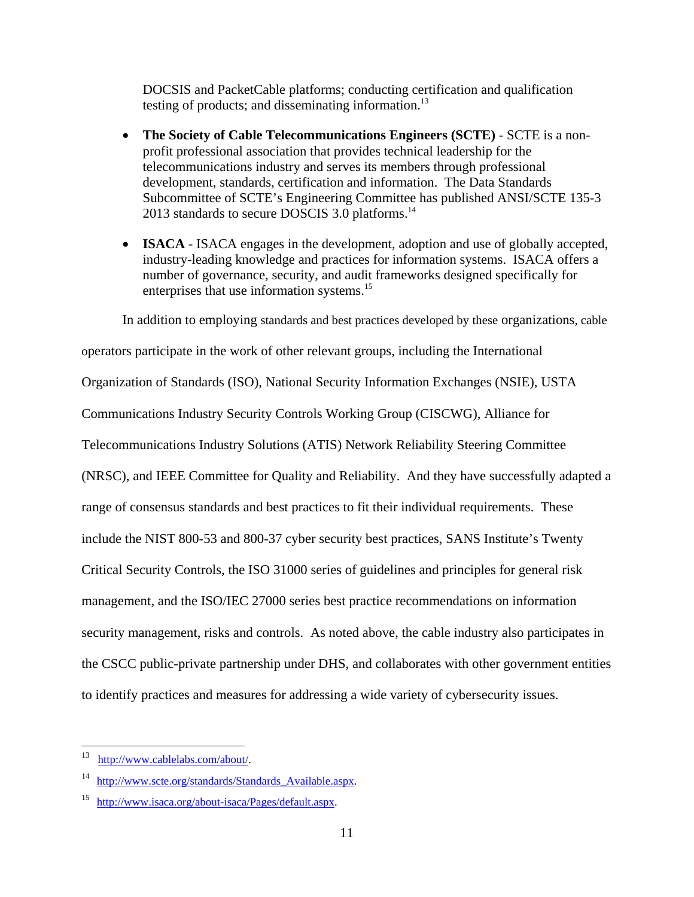DOCSIS and PacketCable platforms; conducting certification and qualification testing of products; and disseminating information.[13]

- **The Society of Cable Telecommunications Engineers (SCTE)** - SCTE is a non-profit professional association that provides technical leadership for the telecommunications industry and serves its members through professional development, standards, certification and information. The Data Standards Subcommittee of SCTE's Engineering Committee has published ANSI/SCTE 135-3 2013 standards to secure DOSCIS 3.0 platforms.[14]

- **ISACA** - ISACA engages in the development, adoption and use of globally accepted, industry-leading knowledge and practices for information systems. ISACA offers a number of governance, security, and audit frameworks designed specifically for enterprises that use information systems.[15]

In addition to employing standards and best practices developed by these organizations, cable operators participate in the work of other relevant groups, including the International Organization of Standards (ISO), National Security Information Exchanges (NSIE), USTA Communications Industry Security Controls Working Group (CISCWG), Alliance for Telecommunications Industry Solutions (ATIS) Network Reliability Steering Committee (NRSC), and IEEE Committee for Quality and Reliability. And they have successfully adapted a range of consensus standards and best practices to fit their individual requirements. These include the NIST 800-53 and 800-37 cyber security best practices, SANS Institute's Twenty Critical Security Controls, the ISO 31000 series of guidelines and principles for general risk management, and the ISO/IEC 27000 series best practice recommendations on information security management, risks and controls. As noted above, the cable industry also participates in the CSCC public-private partnership under DHS, and collaborates with other government entities to identify practices and measures for addressing a wide variety of cybersecurity issues.

---

[13] http://www.cablelabs.com/about/.

[14] http://www.scte.org/standards/Standards_Available.aspx.

[15] http://www.isaca.org/about-isaca/Pages/default.aspx.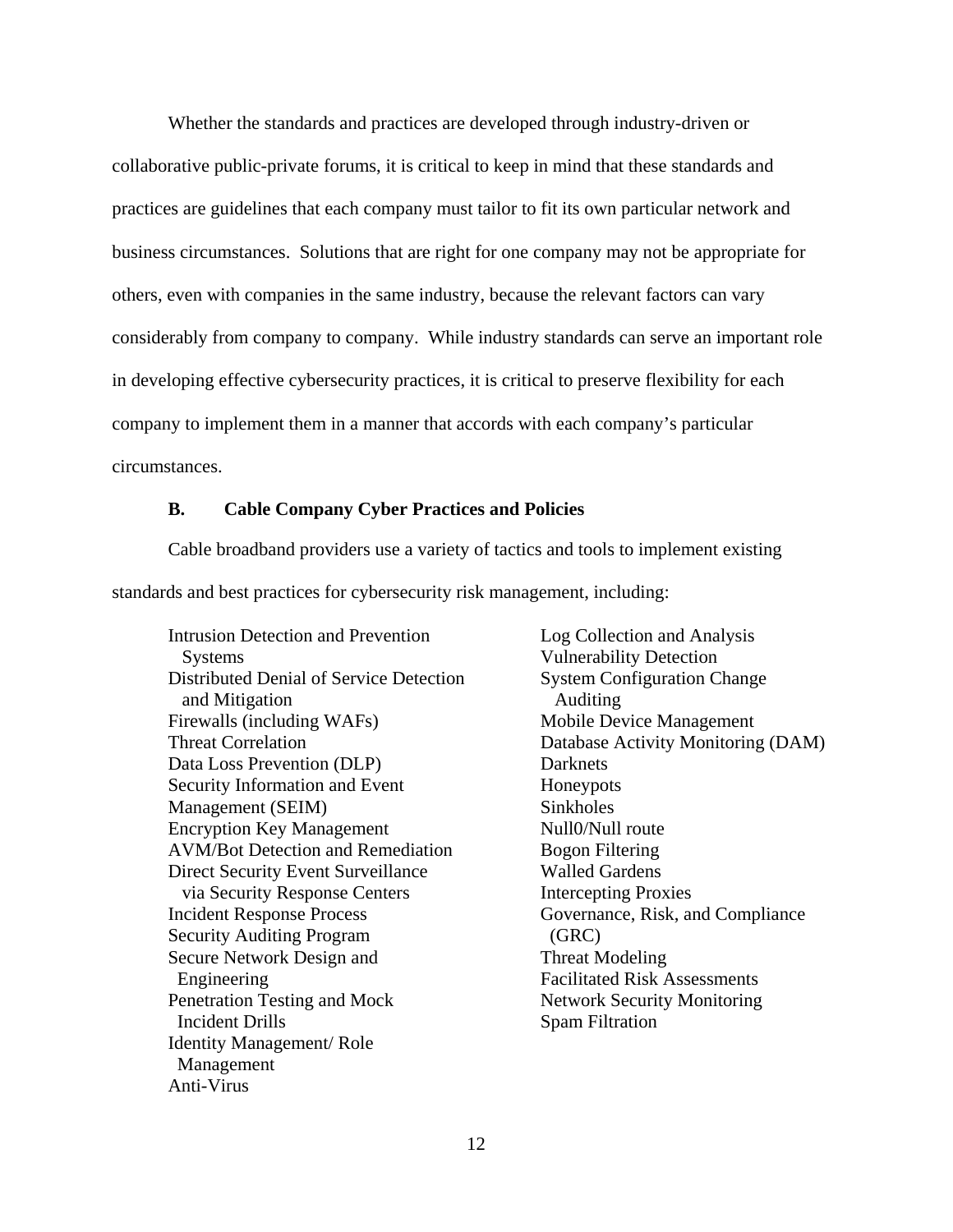Whether the standards and practices are developed through industry-driven or collaborative public-private forums, it is critical to keep in mind that these standards and practices are guidelines that each company must tailor to fit its own particular network and business circumstances. Solutions that are right for one company may not be appropriate for others, even with companies in the same industry, because the relevant factors can vary considerably from company to company. While industry standards can serve an important role in developing effective cybersecurity practices, it is critical to preserve flexibility for each company to implement them in a manner that accords with each company's particular circumstances.

### B. Cable Company Cyber Practices and Policies

Cable broadband providers use a variety of tactics and tools to implement existing standards and best practices for cybersecurity risk management, including:

- Intrusion Detection and Prevention Systems
- Distributed Denial of Service Detection and Mitigation
- Firewalls (including WAFs)
- Threat Correlation
- Data Loss Prevention (DLP)
- Security Information and Event Management (SEIM)
- Encryption Key Management
- AVM/Bot Detection and Remediation
- Direct Security Event Surveillance via Security Response Centers
- Incident Response Process
- Security Auditing Program
- Secure Network Design and Engineering
- Penetration Testing and Mock Incident Drills
- Identity Management/ Role Management
- Anti-Virus
- Log Collection and Analysis
- Vulnerability Detection
- System Configuration Change Auditing
- Mobile Device Management
- Database Activity Monitoring (DAM)
- Darknets
- Honeypots
- Sinkholes
- Null0/Null route
- Bogon Filtering
- Walled Gardens
- Intercepting Proxies
- Governance, Risk, and Compliance (GRC)
- Threat Modeling
- Facilitated Risk Assessments
- Network Security Monitoring
- Spam Filtration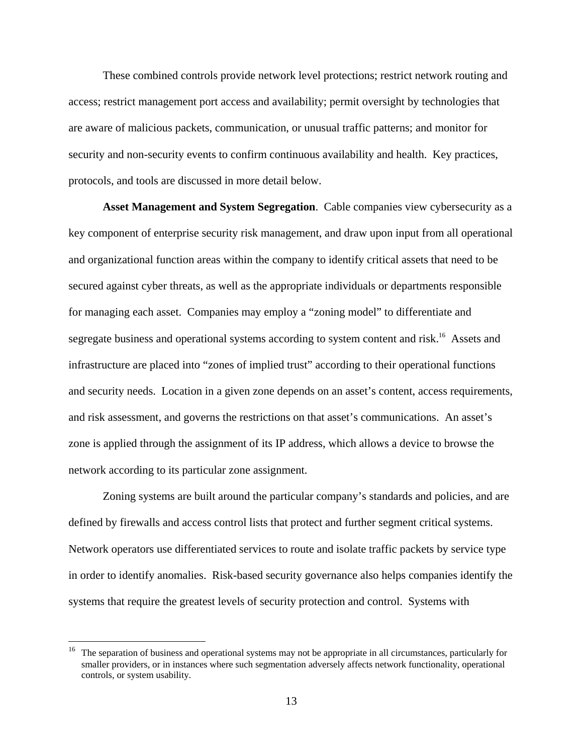These combined controls provide network level protections; restrict network routing and access; restrict management port access and availability; permit oversight by technologies that are aware of malicious packets, communication, or unusual traffic patterns; and monitor for security and non-security events to confirm continuous availability and health. Key practices, protocols, and tools are discussed in more detail below.

**Asset Management and System Segregation**. Cable companies view cybersecurity as a key component of enterprise security risk management, and draw upon input from all operational and organizational function areas within the company to identify critical assets that need to be secured against cyber threats, as well as the appropriate individuals or departments responsible for managing each asset. Companies may employ a "zoning model" to differentiate and segregate business and operational systems according to system content and risk.[16] Assets and infrastructure are placed into "zones of implied trust" according to their operational functions and security needs. Location in a given zone depends on an asset's content, access requirements, and risk assessment, and governs the restrictions on that asset's communications. An asset's zone is applied through the assignment of its IP address, which allows a device to browse the network according to its particular zone assignment.

Zoning systems are built around the particular company's standards and policies, and are defined by firewalls and access control lists that protect and further segment critical systems. Network operators use differentiated services to route and isolate traffic packets by service type in order to identify anomalies. Risk-based security governance also helps companies identify the systems that require the greatest levels of security protection and control. Systems with

[16] The separation of business and operational systems may not be appropriate in all circumstances, particularly for smaller providers, or in instances where such segmentation adversely affects network functionality, operational controls, or system usability.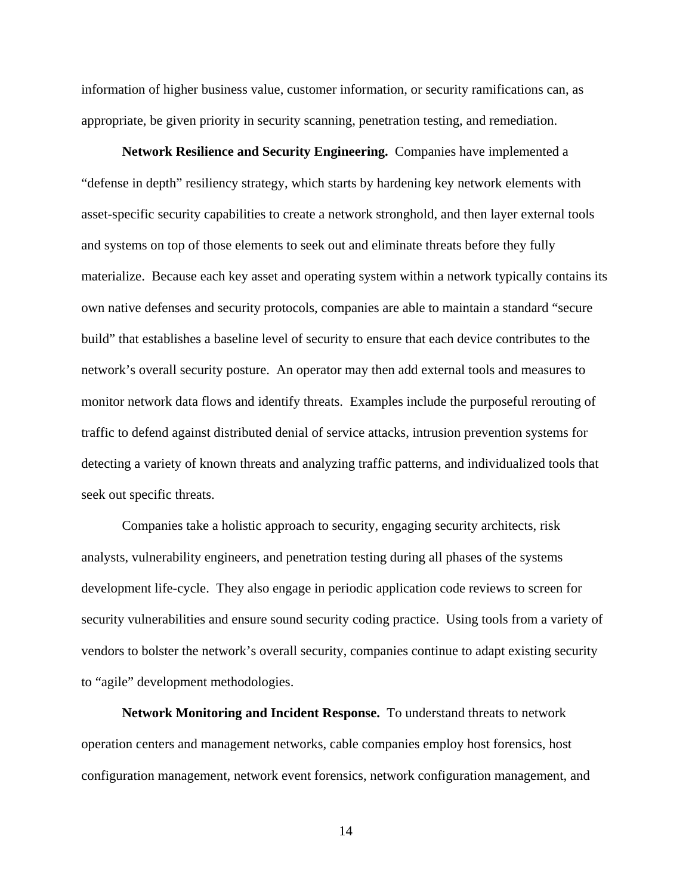information of higher business value, customer information, or security ramifications can, as appropriate, be given priority in security scanning, penetration testing, and remediation.

**Network Resilience and Security Engineering.** Companies have implemented a "defense in depth" resiliency strategy, which starts by hardening key network elements with asset-specific security capabilities to create a network stronghold, and then layer external tools and systems on top of those elements to seek out and eliminate threats before they fully materialize. Because each key asset and operating system within a network typically contains its own native defenses and security protocols, companies are able to maintain a standard "secure build" that establishes a baseline level of security to ensure that each device contributes to the network's overall security posture. An operator may then add external tools and measures to monitor network data flows and identify threats. Examples include the purposeful rerouting of traffic to defend against distributed denial of service attacks, intrusion prevention systems for detecting a variety of known threats and analyzing traffic patterns, and individualized tools that seek out specific threats.

Companies take a holistic approach to security, engaging security architects, risk analysts, vulnerability engineers, and penetration testing during all phases of the systems development life-cycle. They also engage in periodic application code reviews to screen for security vulnerabilities and ensure sound security coding practice. Using tools from a variety of vendors to bolster the network's overall security, companies continue to adapt existing security to "agile" development methodologies.

**Network Monitoring and Incident Response.** To understand threats to network operation centers and management networks, cable companies employ host forensics, host configuration management, network event forensics, network configuration management, and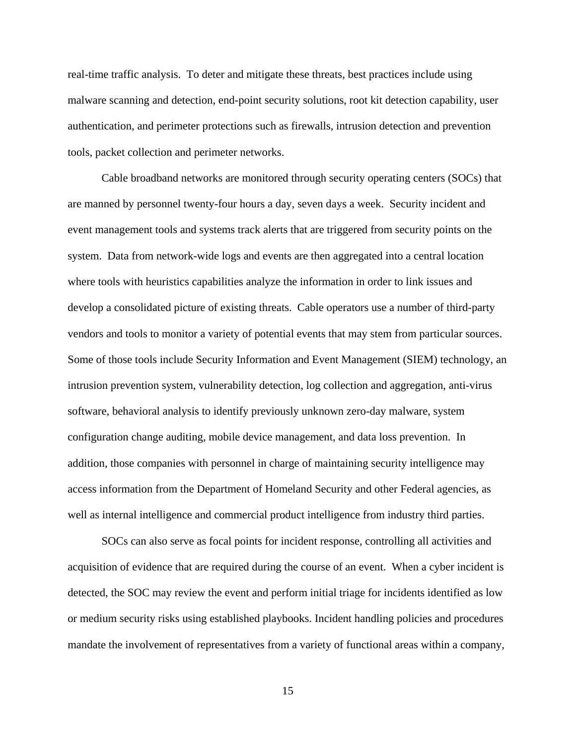real-time traffic analysis. To deter and mitigate these threats, best practices include using malware scanning and detection, end-point security solutions, root kit detection capability, user authentication, and perimeter protections such as firewalls, intrusion detection and prevention tools, packet collection and perimeter networks.

Cable broadband networks are monitored through security operating centers (SOCs) that are manned by personnel twenty-four hours a day, seven days a week. Security incident and event management tools and systems track alerts that are triggered from security points on the system. Data from network-wide logs and events are then aggregated into a central location where tools with heuristics capabilities analyze the information in order to link issues and develop a consolidated picture of existing threats. Cable operators use a number of third-party vendors and tools to monitor a variety of potential events that may stem from particular sources. Some of those tools include Security Information and Event Management (SIEM) technology, an intrusion prevention system, vulnerability detection, log collection and aggregation, anti-virus software, behavioral analysis to identify previously unknown zero-day malware, system configuration change auditing, mobile device management, and data loss prevention. In addition, those companies with personnel in charge of maintaining security intelligence may access information from the Department of Homeland Security and other Federal agencies, as well as internal intelligence and commercial product intelligence from industry third parties.

SOCs can also serve as focal points for incident response, controlling all activities and acquisition of evidence that are required during the course of an event. When a cyber incident is detected, the SOC may review the event and perform initial triage for incidents identified as low or medium security risks using established playbooks. Incident handling policies and procedures mandate the involvement of representatives from a variety of functional areas within a company,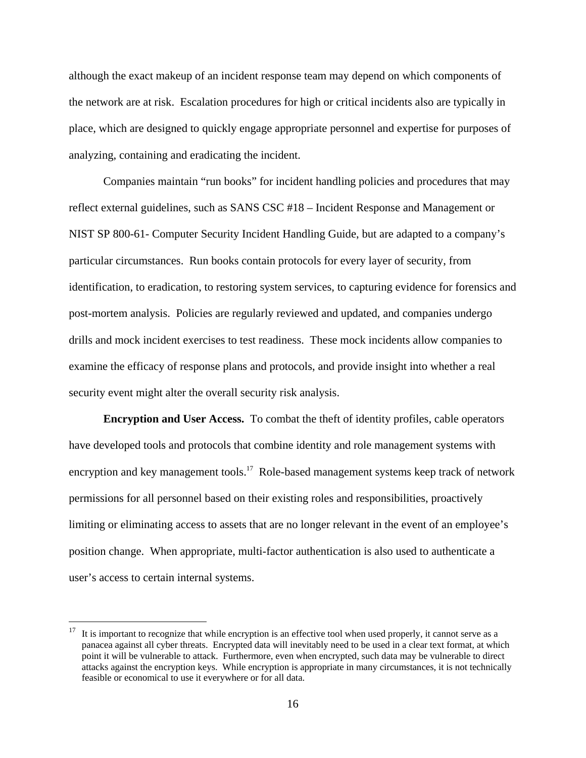although the exact makeup of an incident response team may depend on which components of the network are at risk. Escalation procedures for high or critical incidents also are typically in place, which are designed to quickly engage appropriate personnel and expertise for purposes of analyzing, containing and eradicating the incident.

Companies maintain "run books" for incident handling policies and procedures that may reflect external guidelines, such as SANS CSC #18 – Incident Response and Management or NIST SP 800-61- Computer Security Incident Handling Guide, but are adapted to a company's particular circumstances. Run books contain protocols for every layer of security, from identification, to eradication, to restoring system services, to capturing evidence for forensics and post-mortem analysis. Policies are regularly reviewed and updated, and companies undergo drills and mock incident exercises to test readiness. These mock incidents allow companies to examine the efficacy of response plans and protocols, and provide insight into whether a real security event might alter the overall security risk analysis.

**Encryption and User Access.** To combat the theft of identity profiles, cable operators have developed tools and protocols that combine identity and role management systems with encryption and key management tools.[17] Role-based management systems keep track of network permissions for all personnel based on their existing roles and responsibilities, proactively limiting or eliminating access to assets that are no longer relevant in the event of an employee's position change. When appropriate, multi-factor authentication is also used to authenticate a user's access to certain internal systems.

---

[17] It is important to recognize that while encryption is an effective tool when used properly, it cannot serve as a panacea against all cyber threats. Encrypted data will inevitably need to be used in a clear text format, at which point it will be vulnerable to attack. Furthermore, even when encrypted, such data may be vulnerable to direct attacks against the encryption keys. While encryption is appropriate in many circumstances, it is not technically feasible or economical to use it everywhere or for all data.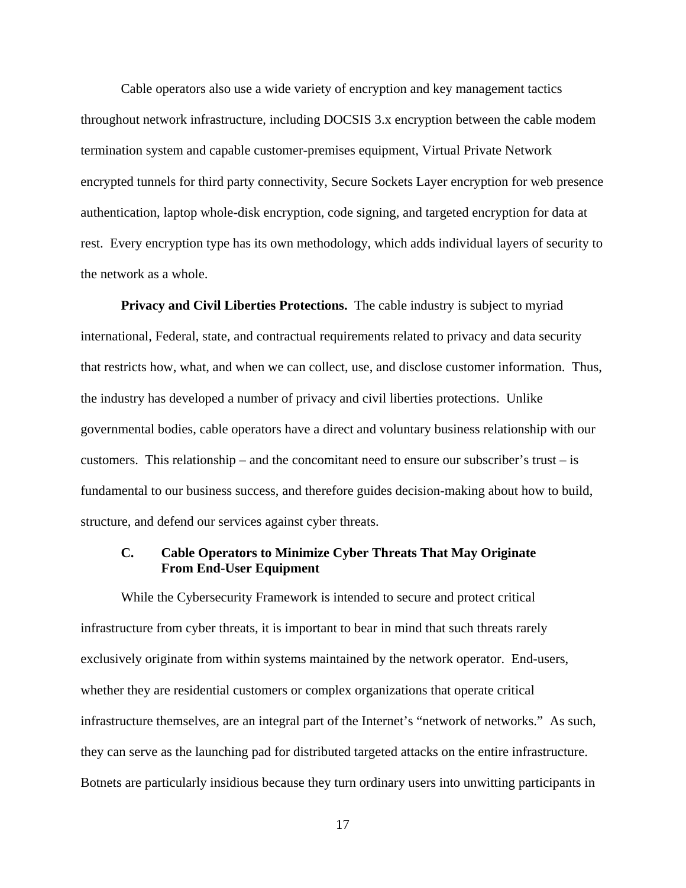Cable operators also use a wide variety of encryption and key management tactics throughout network infrastructure, including DOCSIS 3.x encryption between the cable modem termination system and capable customer-premises equipment, Virtual Private Network encrypted tunnels for third party connectivity, Secure Sockets Layer encryption for web presence authentication, laptop whole-disk encryption, code signing, and targeted encryption for data at rest. Every encryption type has its own methodology, which adds individual layers of security to the network as a whole.

**Privacy and Civil Liberties Protections.** The cable industry is subject to myriad international, Federal, state, and contractual requirements related to privacy and data security that restricts how, what, and when we can collect, use, and disclose customer information. Thus, the industry has developed a number of privacy and civil liberties protections. Unlike governmental bodies, cable operators have a direct and voluntary business relationship with our customers. This relationship – and the concomitant need to ensure our subscriber's trust – is fundamental to our business success, and therefore guides decision-making about how to build, structure, and defend our services against cyber threats.

### C. Cable Operators to Minimize Cyber Threats That May Originate From End-User Equipment

While the Cybersecurity Framework is intended to secure and protect critical infrastructure from cyber threats, it is important to bear in mind that such threats rarely exclusively originate from within systems maintained by the network operator. End-users, whether they are residential customers or complex organizations that operate critical infrastructure themselves, are an integral part of the Internet's "network of networks." As such, they can serve as the launching pad for distributed targeted attacks on the entire infrastructure. Botnets are particularly insidious because they turn ordinary users into unwitting participants in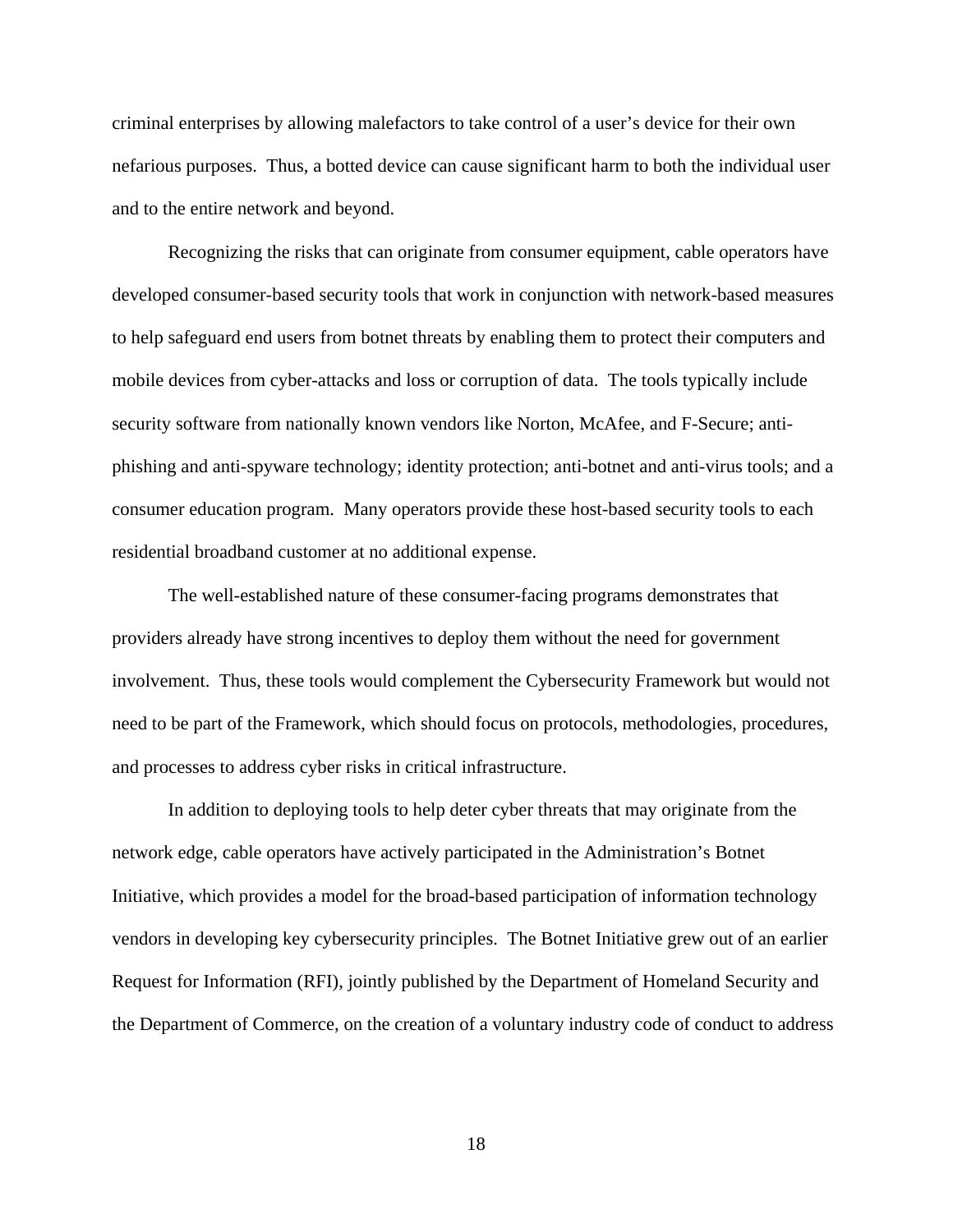criminal enterprises by allowing malefactors to take control of a user's device for their own nefarious purposes. Thus, a botted device can cause significant harm to both the individual user and to the entire network and beyond.

Recognizing the risks that can originate from consumer equipment, cable operators have developed consumer-based security tools that work in conjunction with network-based measures to help safeguard end users from botnet threats by enabling them to protect their computers and mobile devices from cyber-attacks and loss or corruption of data. The tools typically include security software from nationally known vendors like Norton, McAfee, and F-Secure; anti-phishing and anti-spyware technology; identity protection; anti-botnet and anti-virus tools; and a consumer education program. Many operators provide these host-based security tools to each residential broadband customer at no additional expense.

The well-established nature of these consumer-facing programs demonstrates that providers already have strong incentives to deploy them without the need for government involvement. Thus, these tools would complement the Cybersecurity Framework but would not need to be part of the Framework, which should focus on protocols, methodologies, procedures, and processes to address cyber risks in critical infrastructure.

In addition to deploying tools to help deter cyber threats that may originate from the network edge, cable operators have actively participated in the Administration's Botnet Initiative, which provides a model for the broad-based participation of information technology vendors in developing key cybersecurity principles. The Botnet Initiative grew out of an earlier Request for Information (RFI), jointly published by the Department of Homeland Security and the Department of Commerce, on the creation of a voluntary industry code of conduct to address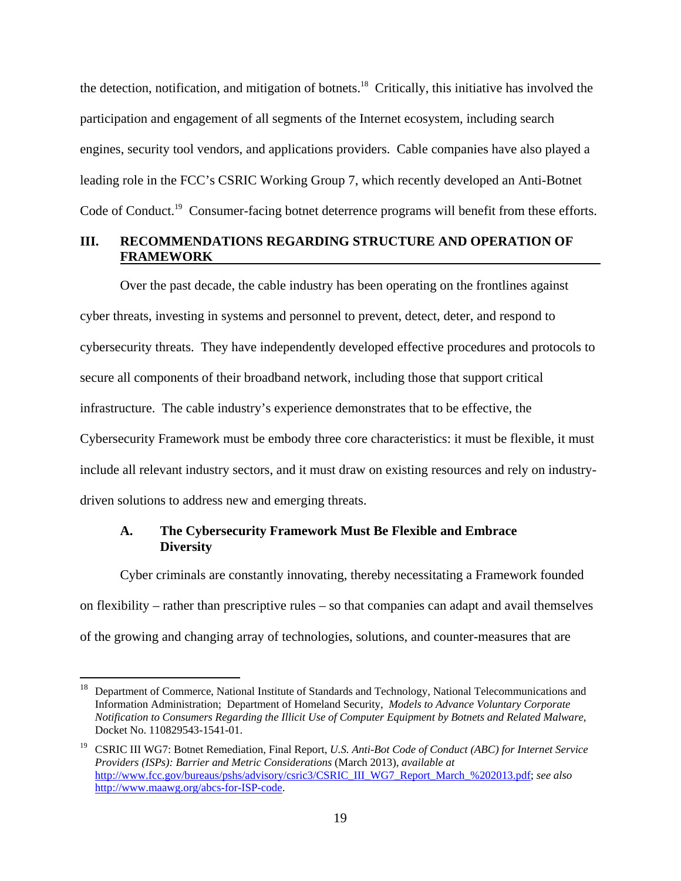the detection, notification, and mitigation of botnets.[18] Critically, this initiative has involved the participation and engagement of all segments of the Internet ecosystem, including search engines, security tool vendors, and applications providers. Cable companies have also played a leading role in the FCC's CSRIC Working Group 7, which recently developed an Anti-Botnet Code of Conduct.[19] Consumer-facing botnet deterrence programs will benefit from these efforts.

## III. RECOMMENDATIONS REGARDING STRUCTURE AND OPERATION OF FRAMEWORK

Over the past decade, the cable industry has been operating on the frontlines against cyber threats, investing in systems and personnel to prevent, detect, deter, and respond to cybersecurity threats. They have independently developed effective procedures and protocols to secure all components of their broadband network, including those that support critical infrastructure. The cable industry's experience demonstrates that to be effective, the Cybersecurity Framework must be embody three core characteristics: it must be flexible, it must include all relevant industry sectors, and it must draw on existing resources and rely on industry-driven solutions to address new and emerging threats.

### A. The Cybersecurity Framework Must Be Flexible and Embrace Diversity

Cyber criminals are constantly innovating, thereby necessitating a Framework founded on flexibility – rather than prescriptive rules – so that companies can adapt and avail themselves of the growing and changing array of technologies, solutions, and counter-measures that are

---

[18] Department of Commerce, National Institute of Standards and Technology, National Telecommunications and Information Administration; Department of Homeland Security, *Models to Advance Voluntary Corporate Notification to Consumers Regarding the Illicit Use of Computer Equipment by Botnets and Related Malware*, Docket No. 110829543-1541-01.

[19] CSRIC III WG7: Botnet Remediation, Final Report, *U.S. Anti-Bot Code of Conduct (ABC) for Internet Service Providers (ISPs): Barrier and Metric Considerations* (March 2013), *available at* http://www.fcc.gov/bureaus/pshs/advisory/csric3/CSRIC_III_WG7_Report_March_%202013.pdf; *see also* http://www.maawg.org/abcs-for-ISP-code.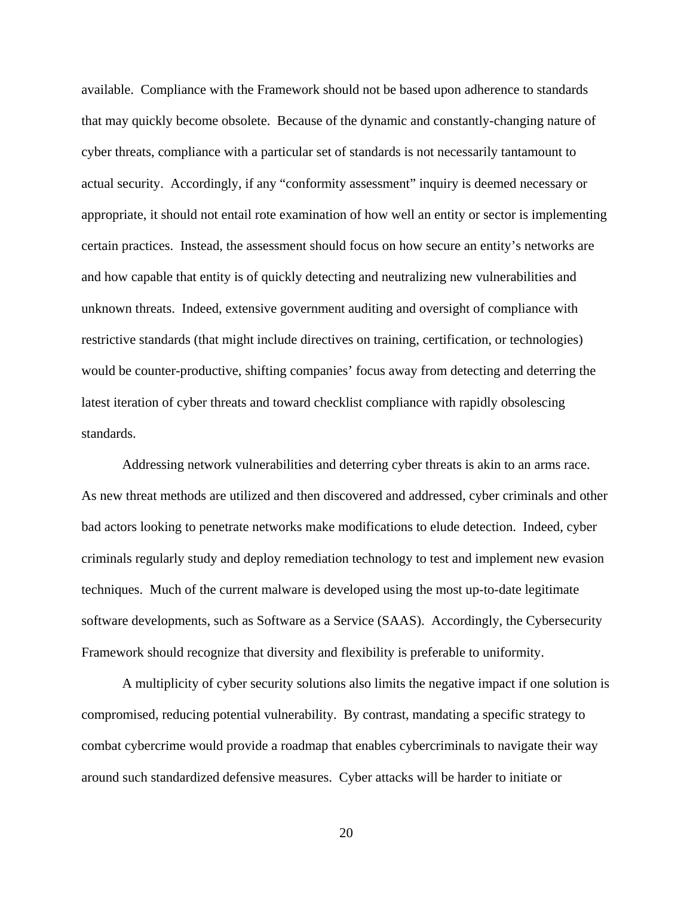available. Compliance with the Framework should not be based upon adherence to standards that may quickly become obsolete. Because of the dynamic and constantly-changing nature of cyber threats, compliance with a particular set of standards is not necessarily tantamount to actual security. Accordingly, if any "conformity assessment" inquiry is deemed necessary or appropriate, it should not entail rote examination of how well an entity or sector is implementing certain practices. Instead, the assessment should focus on how secure an entity's networks are and how capable that entity is of quickly detecting and neutralizing new vulnerabilities and unknown threats. Indeed, extensive government auditing and oversight of compliance with restrictive standards (that might include directives on training, certification, or technologies) would be counter-productive, shifting companies' focus away from detecting and deterring the latest iteration of cyber threats and toward checklist compliance with rapidly obsolescing standards.

Addressing network vulnerabilities and deterring cyber threats is akin to an arms race. As new threat methods are utilized and then discovered and addressed, cyber criminals and other bad actors looking to penetrate networks make modifications to elude detection. Indeed, cyber criminals regularly study and deploy remediation technology to test and implement new evasion techniques. Much of the current malware is developed using the most up-to-date legitimate software developments, such as Software as a Service (SAAS). Accordingly, the Cybersecurity Framework should recognize that diversity and flexibility is preferable to uniformity.

A multiplicity of cyber security solutions also limits the negative impact if one solution is compromised, reducing potential vulnerability. By contrast, mandating a specific strategy to combat cybercrime would provide a roadmap that enables cybercriminals to navigate their way around such standardized defensive measures. Cyber attacks will be harder to initiate or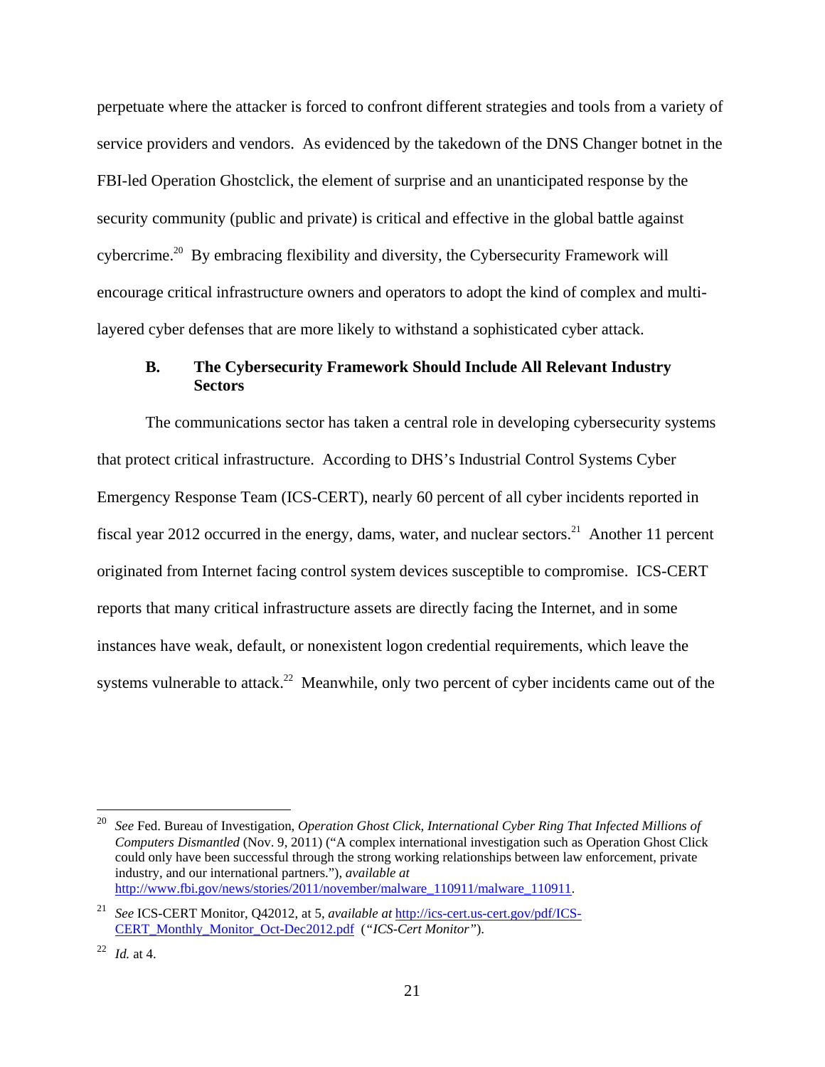perpetuate where the attacker is forced to confront different strategies and tools from a variety of service providers and vendors. As evidenced by the takedown of the DNS Changer botnet in the FBI-led Operation Ghostclick, the element of surprise and an unanticipated response by the security community (public and private) is critical and effective in the global battle against cybercrime.[20] By embracing flexibility and diversity, the Cybersecurity Framework will encourage critical infrastructure owners and operators to adopt the kind of complex and multi-layered cyber defenses that are more likely to withstand a sophisticated cyber attack.

### B. The Cybersecurity Framework Should Include All Relevant Industry Sectors

The communications sector has taken a central role in developing cybersecurity systems that protect critical infrastructure. According to DHS's Industrial Control Systems Cyber Emergency Response Team (ICS-CERT), nearly 60 percent of all cyber incidents reported in fiscal year 2012 occurred in the energy, dams, water, and nuclear sectors.[21] Another 11 percent originated from Internet facing control system devices susceptible to compromise. ICS-CERT reports that many critical infrastructure assets are directly facing the Internet, and in some instances have weak, default, or nonexistent logon credential requirements, which leave the systems vulnerable to attack.[22] Meanwhile, only two percent of cyber incidents came out of the

---

[20] *See* Fed. Bureau of Investigation, *Operation Ghost Click, International Cyber Ring That Infected Millions of Computers Dismantled* (Nov. 9, 2011) ("A complex international investigation such as Operation Ghost Click could only have been successful through the strong working relationships between law enforcement, private industry, and our international partners."), *available at* http://www.fbi.gov/news/stories/2011/november/malware_110911/malware_110911.

[21] *See* ICS-CERT Monitor, Q42012, at 5, *available at* http://ics-cert.us-cert.gov/pdf/ICS-CERT_Monthly_Monitor_Oct-Dec2012.pdf ("*ICS-Cert Monitor*").

[22] *Id.* at 4.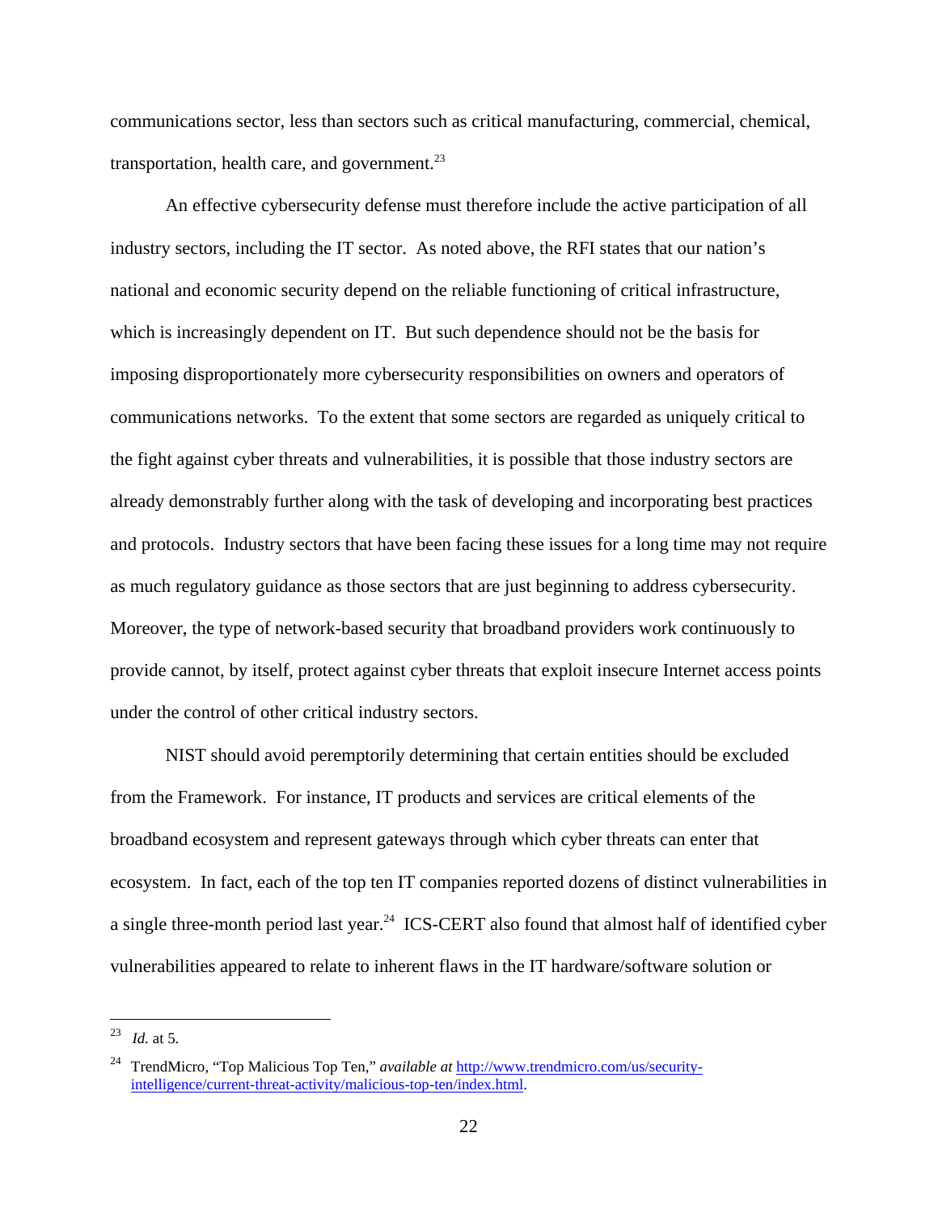communications sector, less than sectors such as critical manufacturing, commercial, chemical, transportation, health care, and government.[23]

An effective cybersecurity defense must therefore include the active participation of all industry sectors, including the IT sector. As noted above, the RFI states that our nation's national and economic security depend on the reliable functioning of critical infrastructure, which is increasingly dependent on IT. But such dependence should not be the basis for imposing disproportionately more cybersecurity responsibilities on owners and operators of communications networks. To the extent that some sectors are regarded as uniquely critical to the fight against cyber threats and vulnerabilities, it is possible that those industry sectors are already demonstrably further along with the task of developing and incorporating best practices and protocols. Industry sectors that have been facing these issues for a long time may not require as much regulatory guidance as those sectors that are just beginning to address cybersecurity. Moreover, the type of network-based security that broadband providers work continuously to provide cannot, by itself, protect against cyber threats that exploit insecure Internet access points under the control of other critical industry sectors.

NIST should avoid peremptorily determining that certain entities should be excluded from the Framework. For instance, IT products and services are critical elements of the broadband ecosystem and represent gateways through which cyber threats can enter that ecosystem. In fact, each of the top ten IT companies reported dozens of distinct vulnerabilities in a single three-month period last year.[24] ICS-CERT also found that almost half of identified cyber vulnerabilities appeared to relate to inherent flaws in the IT hardware/software solution or

---

[23] *Id.* at 5.

[24] TrendMicro, "Top Malicious Top Ten," *available at* http://www.trendmicro.com/us/security-intelligence/current-threat-activity/malicious-top-ten/index.html.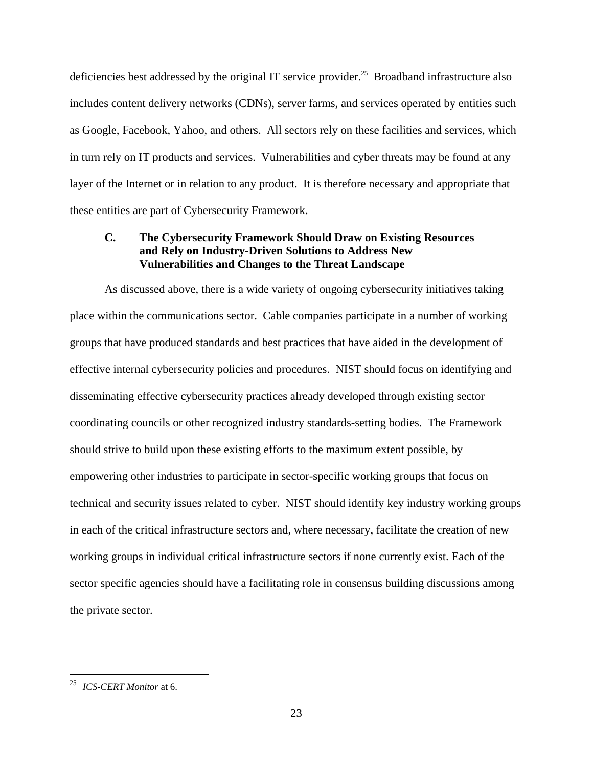deficiencies best addressed by the original IT service provider.[25] Broadband infrastructure also includes content delivery networks (CDNs), server farms, and services operated by entities such as Google, Facebook, Yahoo, and others. All sectors rely on these facilities and services, which in turn rely on IT products and services. Vulnerabilities and cyber threats may be found at any layer of the Internet or in relation to any product. It is therefore necessary and appropriate that these entities are part of Cybersecurity Framework.

### C. The Cybersecurity Framework Should Draw on Existing Resources and Rely on Industry-Driven Solutions to Address New Vulnerabilities and Changes to the Threat Landscape

As discussed above, there is a wide variety of ongoing cybersecurity initiatives taking place within the communications sector. Cable companies participate in a number of working groups that have produced standards and best practices that have aided in the development of effective internal cybersecurity policies and procedures. NIST should focus on identifying and disseminating effective cybersecurity practices already developed through existing sector coordinating councils or other recognized industry standards-setting bodies. The Framework should strive to build upon these existing efforts to the maximum extent possible, by empowering other industries to participate in sector-specific working groups that focus on technical and security issues related to cyber. NIST should identify key industry working groups in each of the critical infrastructure sectors and, where necessary, facilitate the creation of new working groups in individual critical infrastructure sectors if none currently exist. Each of the sector specific agencies should have a facilitating role in consensus building discussions among the private sector.

---

[25] *ICS-CERT Monitor* at 6.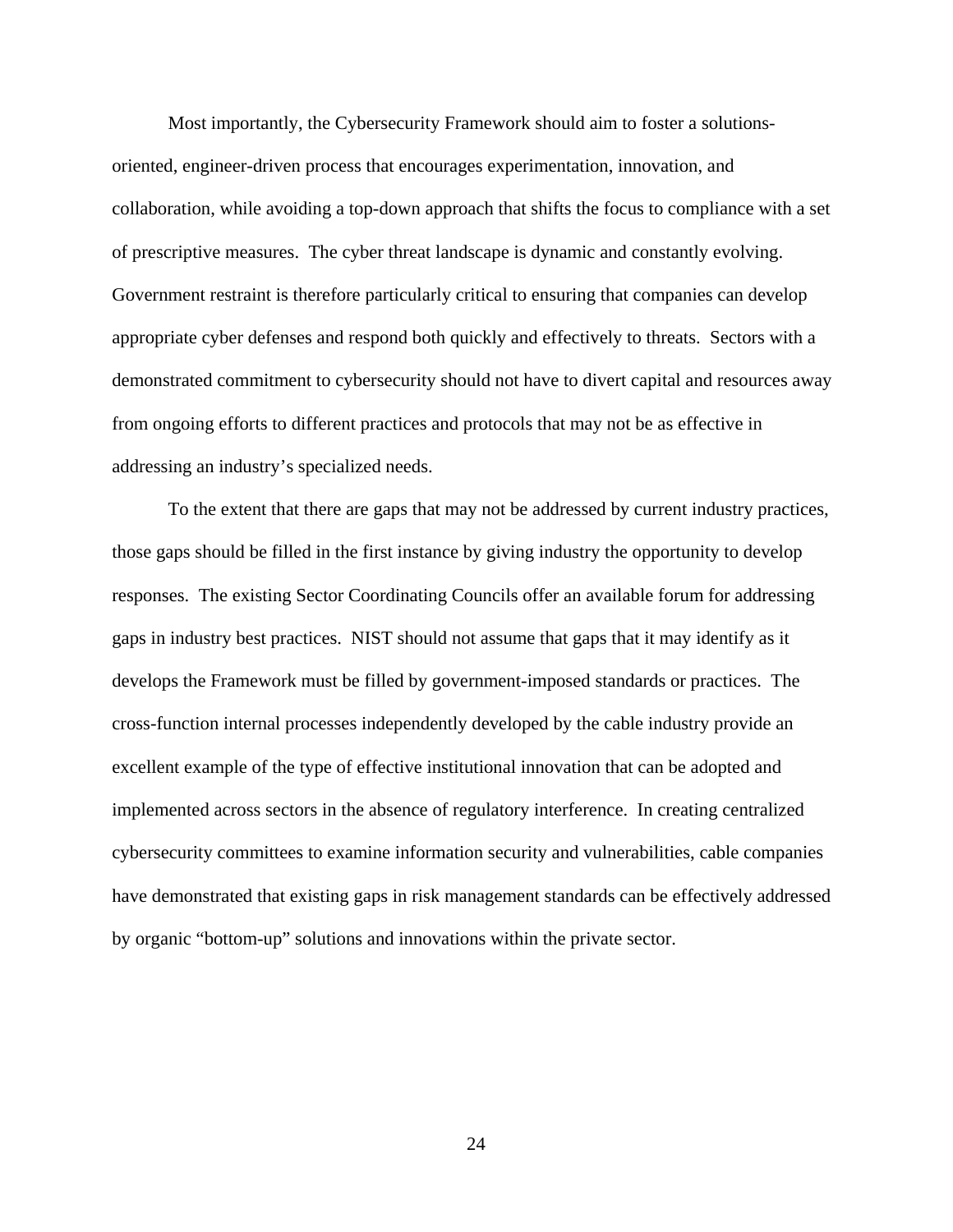Most importantly, the Cybersecurity Framework should aim to foster a solutions-oriented, engineer-driven process that encourages experimentation, innovation, and collaboration, while avoiding a top-down approach that shifts the focus to compliance with a set of prescriptive measures. The cyber threat landscape is dynamic and constantly evolving. Government restraint is therefore particularly critical to ensuring that companies can develop appropriate cyber defenses and respond both quickly and effectively to threats. Sectors with a demonstrated commitment to cybersecurity should not have to divert capital and resources away from ongoing efforts to different practices and protocols that may not be as effective in addressing an industry's specialized needs.

To the extent that there are gaps that may not be addressed by current industry practices, those gaps should be filled in the first instance by giving industry the opportunity to develop responses. The existing Sector Coordinating Councils offer an available forum for addressing gaps in industry best practices. NIST should not assume that gaps that it may identify as it develops the Framework must be filled by government-imposed standards or practices. The cross-function internal processes independently developed by the cable industry provide an excellent example of the type of effective institutional innovation that can be adopted and implemented across sectors in the absence of regulatory interference. In creating centralized cybersecurity committees to examine information security and vulnerabilities, cable companies have demonstrated that existing gaps in risk management standards can be effectively addressed by organic "bottom-up" solutions and innovations within the private sector.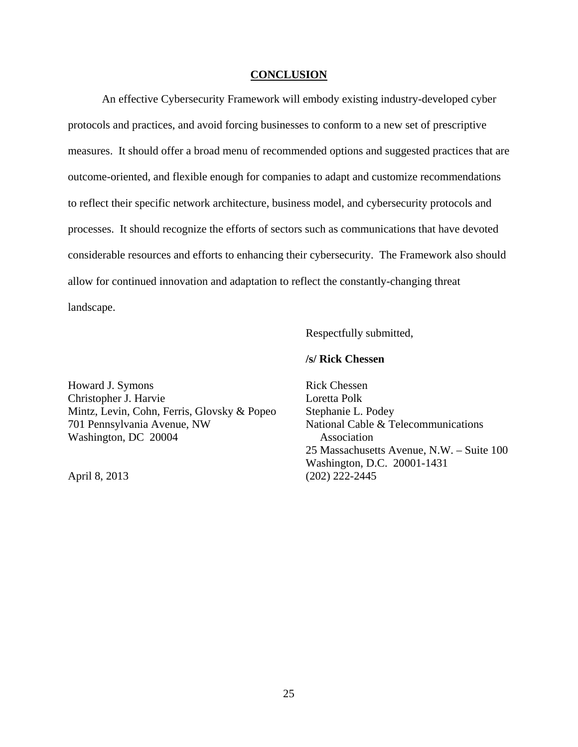## CONCLUSION

An effective Cybersecurity Framework will embody existing industry-developed cyber protocols and practices, and avoid forcing businesses to conform to a new set of prescriptive measures. It should offer a broad menu of recommended options and suggested practices that are outcome-oriented, and flexible enough for companies to adapt and customize recommendations to reflect their specific network architecture, business model, and cybersecurity protocols and processes. It should recognize the efforts of sectors such as communications that have devoted considerable resources and efforts to enhancing their cybersecurity. The Framework also should allow for continued innovation and adaptation to reflect the constantly-changing threat landscape.

Respectfully submitted,

**/s/ Rick Chessen**

Rick Chessen
Loretta Polk
Stephanie L. Podey
National Cable & Telecommunications Association
25 Massachusetts Avenue, N.W. – Suite 100
Washington, D.C. 20001-1431
(202) 222-2445

Howard J. Symons
Christopher J. Harvie
Mintz, Levin, Cohn, Ferris, Glovsky & Popeo
701 Pennsylvania Avenue, NW
Washington, DC 20004

April 8, 2013